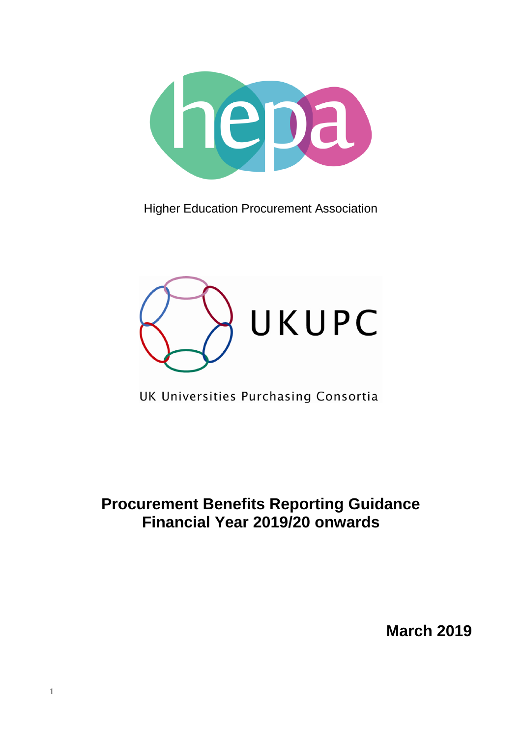Higher Education Procurement Association

UKUPC

UK Universities Purchasing Consortia

# Procurement Benefits Reporting Guidance Financial Year 2019/20 onwards

**March 2019**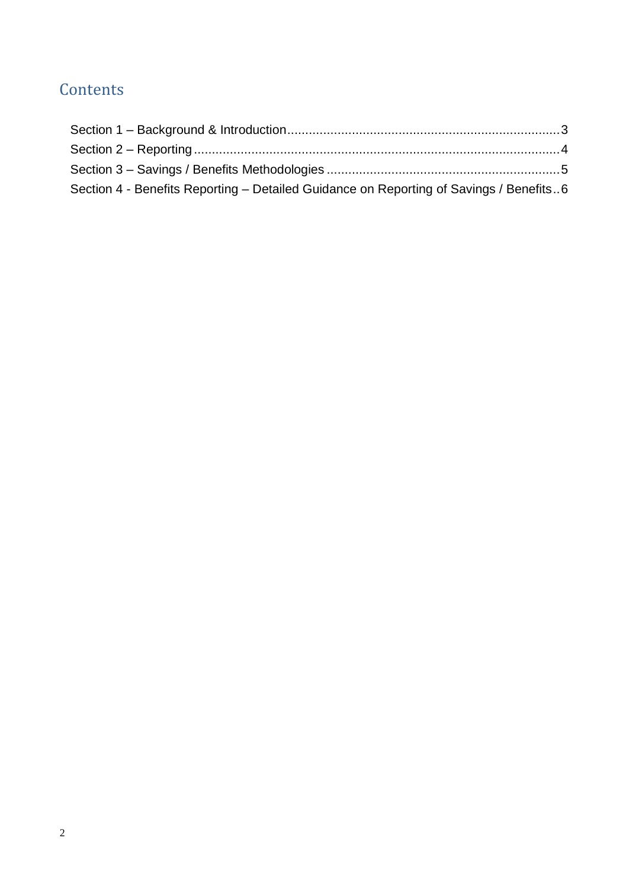# Contents

Section 1 – Background & Introduction........................................................................3
Section 2 – Reporting.....................................................................................................4
Section 3 – Savings / Benefits Methodologies ...............................................................5
Section 4 - Benefits Reporting – Detailed Guidance on Reporting of Savings / Benefits..6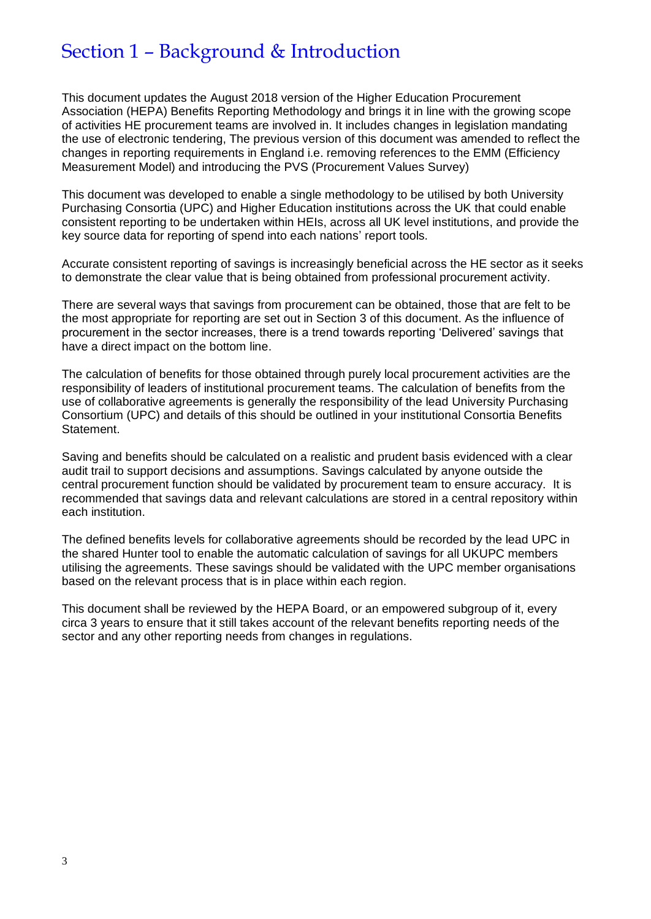# Section 1 – Background & Introduction

This document updates the August 2018 version of the Higher Education Procurement Association (HEPA) Benefits Reporting Methodology and brings it in line with the growing scope of activities HE procurement teams are involved in. It includes changes in legislation mandating the use of electronic tendering, The previous version of this document was amended to reflect the changes in reporting requirements in England i.e. removing references to the EMM (Efficiency Measurement Model) and introducing the PVS (Procurement Values Survey)

This document was developed to enable a single methodology to be utilised by both University Purchasing Consortia (UPC) and Higher Education institutions across the UK that could enable consistent reporting to be undertaken within HEIs, across all UK level institutions, and provide the key source data for reporting of spend into each nations' report tools.

Accurate consistent reporting of savings is increasingly beneficial across the HE sector as it seeks to demonstrate the clear value that is being obtained from professional procurement activity.

There are several ways that savings from procurement can be obtained, those that are felt to be the most appropriate for reporting are set out in Section 3 of this document. As the influence of procurement in the sector increases, there is a trend towards reporting 'Delivered' savings that have a direct impact on the bottom line.

The calculation of benefits for those obtained through purely local procurement activities are the responsibility of leaders of institutional procurement teams. The calculation of benefits from the use of collaborative agreements is generally the responsibility of the lead University Purchasing Consortium (UPC) and details of this should be outlined in your institutional Consortia Benefits Statement.

Saving and benefits should be calculated on a realistic and prudent basis evidenced with a clear audit trail to support decisions and assumptions. Savings calculated by anyone outside the central procurement function should be validated by procurement team to ensure accuracy. It is recommended that savings data and relevant calculations are stored in a central repository within each institution.

The defined benefits levels for collaborative agreements should be recorded by the lead UPC in the shared Hunter tool to enable the automatic calculation of savings for all UKUPC members utilising the agreements. These savings should be validated with the UPC member organisations based on the relevant process that is in place within each region.

This document shall be reviewed by the HEPA Board, or an empowered subgroup of it, every circa 3 years to ensure that it still takes account of the relevant benefits reporting needs of the sector and any other reporting needs from changes in regulations.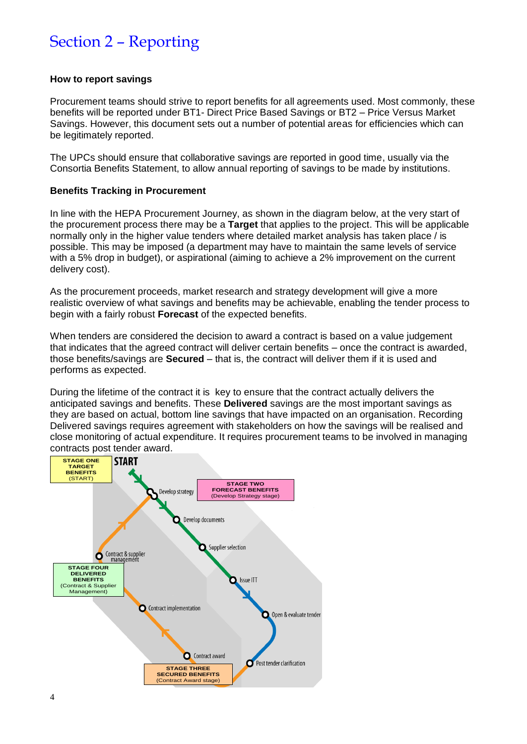# Section 2 – Reporting

### How to report savings

Procurement teams should strive to report benefits for all agreements used. Most commonly, these benefits will be reported under BT1- Direct Price Based Savings or BT2 – Price Versus Market Savings. However, this document sets out a number of potential areas for efficiencies which can be legitimately reported.

The UPCs should ensure that collaborative savings are reported in good time, usually via the Consortia Benefits Statement, to allow annual reporting of savings to be made by institutions.

### Benefits Tracking in Procurement

In line with the HEPA Procurement Journey, as shown in the diagram below, at the very start of the procurement process there may be a **Target** that applies to the project. This will be applicable normally only in the higher value tenders where detailed market analysis has taken place / is possible. This may be imposed (a department may have to maintain the same levels of service with a 5% drop in budget), or aspirational (aiming to achieve a 2% improvement on the current delivery cost).

As the procurement proceeds, market research and strategy development will give a more realistic overview of what savings and benefits may be achievable, enabling the tender process to begin with a fairly robust **Forecast** of the expected benefits.

When tenders are considered the decision to award a contract is based on a value judgement that indicates that the agreed contract will deliver certain benefits – once the contract is awarded, those benefits/savings are **Secured** – that is, the contract will deliver them if it is used and performs as expected.

During the lifetime of the contract it is key to ensure that the contract actually delivers the anticipated savings and benefits. These **Delivered** savings are the most important savings as they are based on actual, bottom line savings that have impacted on an organisation. Recording Delivered savings requires agreement with stakeholders on how the savings will be realised and close monitoring of actual expenditure. It requires procurement teams to be involved in managing contracts post tender award.

**STAGE ONE TARGET BENEFITS** (START)

START

Develop strategy

**STAGE TWO FORECAST BENEFITS** (Develop Strategy stage)

Develop documents

Supplier selection

Issue ITT

Open & evaluate tender

Post tender clarification

Contract award

**STAGE THREE SECURED BENEFITS** (Contract Award stage)

Contract implementation

Contract & supplier management

**STAGE FOUR DELIVERED BENEFITS** (Contract & Supplier Management)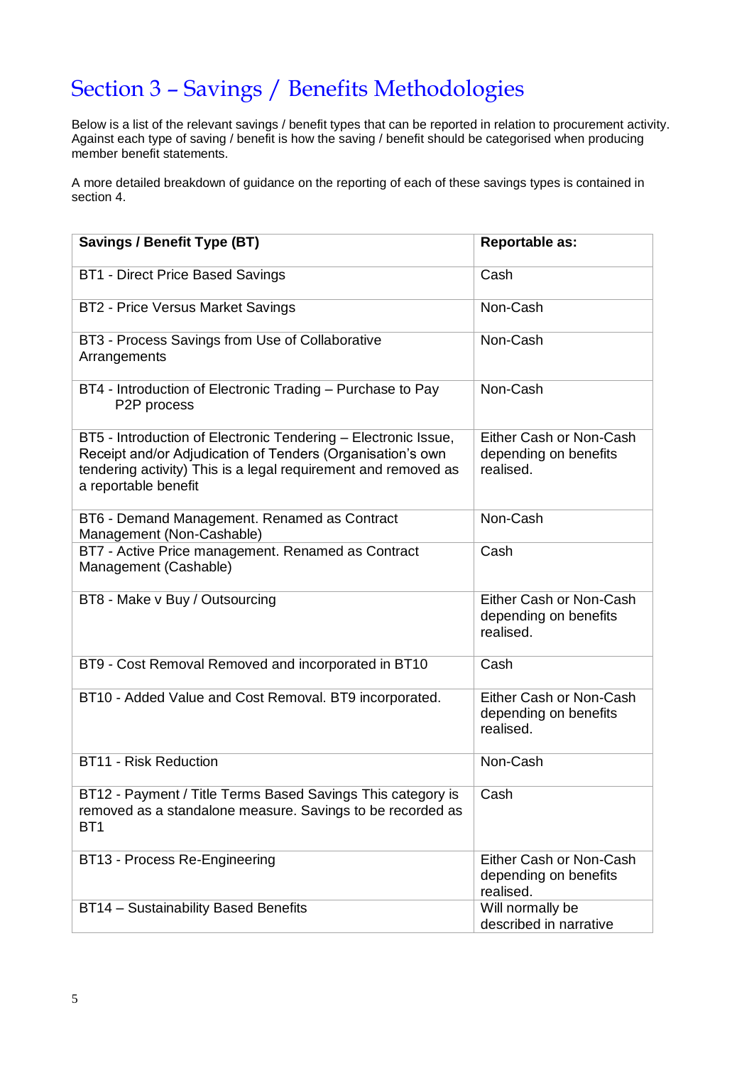# Section 3 – Savings / Benefits Methodologies

Below is a list of the relevant savings / benefit types that can be reported in relation to procurement activity. Against each type of saving / benefit is how the saving / benefit should be categorised when producing member benefit statements.

A more detailed breakdown of guidance on the reporting of each of these savings types is contained in section 4.

| **Savings / Benefit Type (BT)** | **Reportable as:** |
|---|---|
| BT1 - Direct Price Based Savings | Cash |
| BT2 - Price Versus Market Savings | Non-Cash |
| BT3 - Process Savings from Use of Collaborative Arrangements | Non-Cash |
| BT4 - Introduction of Electronic Trading – Purchase to Pay P2P process | Non-Cash |
| BT5 - Introduction of Electronic Tendering – Electronic Issue, Receipt and/or Adjudication of Tenders (Organisation's own tendering activity) This is a legal requirement and removed as a reportable benefit | Either Cash or Non-Cash depending on benefits realised. |
| BT6 - Demand Management. Renamed as Contract Management (Non-Cashable) | Non-Cash |
| BT7 - Active Price management. Renamed as Contract Management (Cashable) | Cash |
| BT8 - Make v Buy / Outsourcing | Either Cash or Non-Cash depending on benefits realised. |
| BT9 - Cost Removal Removed and incorporated in BT10 | Cash |
| BT10 - Added Value and Cost Removal. BT9 incorporated. | Either Cash or Non-Cash depending on benefits realised. |
| BT11 - Risk Reduction | Non-Cash |
| BT12 - Payment / Title Terms Based Savings This category is removed as a standalone measure. Savings to be recorded as BT1 | Cash |
| BT13 - Process Re-Engineering | Either Cash or Non-Cash depending on benefits realised. |
| BT14 – Sustainability Based Benefits | Will normally be described in narrative |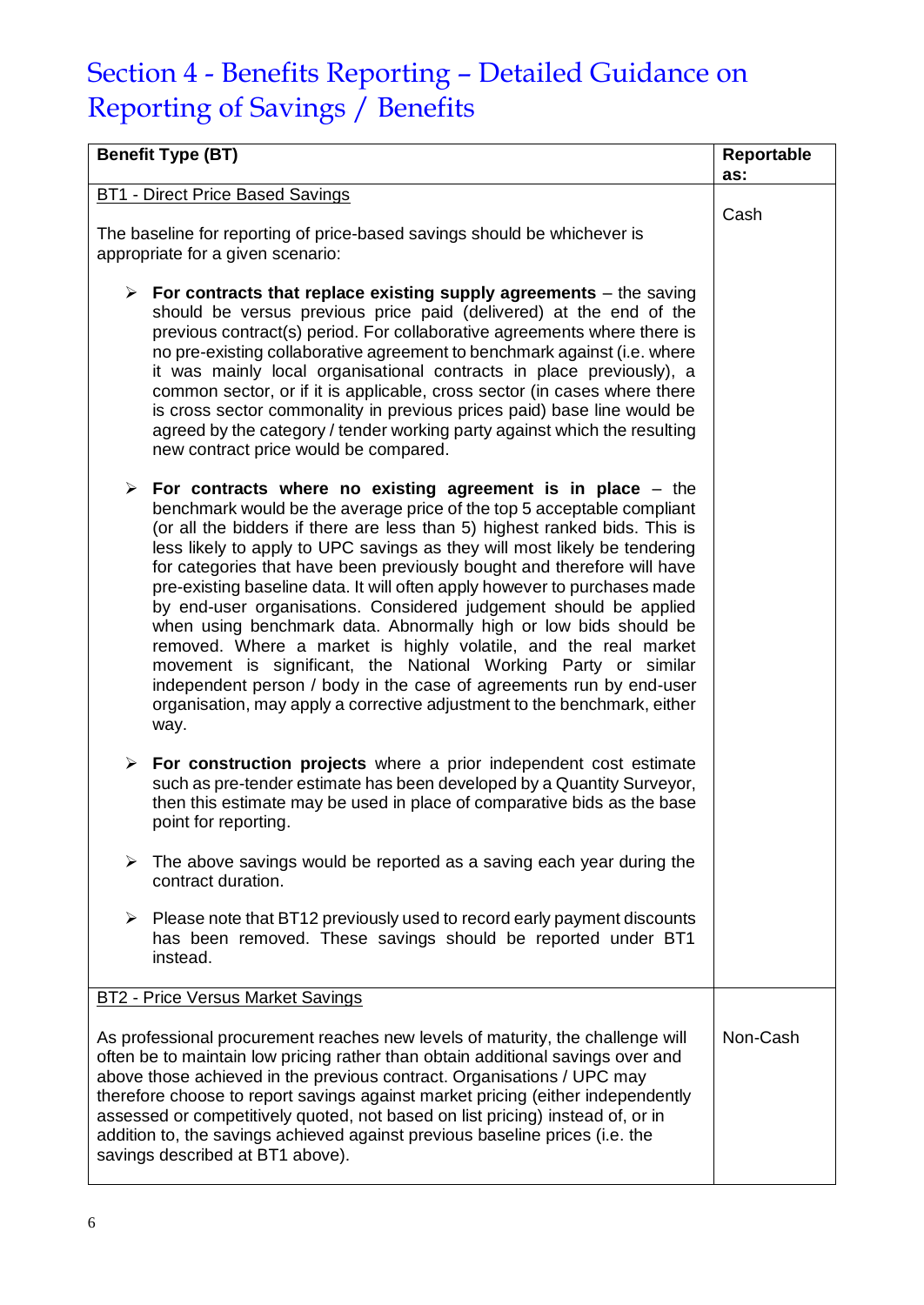# Section 4 - Benefits Reporting – Detailed Guidance on Reporting of Savings / Benefits

| Benefit Type (BT) | Reportable as: |
|---|---|
| BT1 - Direct Price Based Savings<br><br>The baseline for reporting of price-based savings should be whichever is appropriate for a given scenario:<br><br>➢ **For contracts that replace existing supply agreements** – the saving should be versus previous price paid (delivered) at the end of the previous contract(s) period. For collaborative agreements where there is no pre-existing collaborative agreement to benchmark against (i.e. where it was mainly local organisational contracts in place previously), a common sector, or if it is applicable, cross sector (in cases where there is cross sector commonality in previous prices paid) base line would be agreed by the category / tender working party against which the resulting new contract price would be compared.<br><br>➢ **For contracts where no existing agreement is in place** – the benchmark would be the average price of the top 5 acceptable compliant (or all the bidders if there are less than 5) highest ranked bids. This is less likely to apply to UPC savings as they will most likely be tendering for categories that have been previously bought and therefore will have pre-existing baseline data. It will often apply however to purchases made by end-user organisations. Considered judgement should be applied when using benchmark data. Abnormally high or low bids should be removed. Where a market is highly volatile, and the real market movement is significant, the National Working Party or similar independent person / body in the case of agreements run by end-user organisation, may apply a corrective adjustment to the benchmark, either way.<br><br>➢ **For construction projects** where a prior independent cost estimate such as pre-tender estimate has been developed by a Quantity Surveyor, then this estimate may be used in place of comparative bids as the base point for reporting.<br><br>➢ The above savings would be reported as a saving each year during the contract duration.<br><br>➢ Please note that BT12 previously used to record early payment discounts has been removed. These savings should be reported under BT1 instead. | Cash |
| BT2 - Price Versus Market Savings<br><br>As professional procurement reaches new levels of maturity, the challenge will often be to maintain low pricing rather than obtain additional savings over and above those achieved in the previous contract. Organisations / UPC may therefore choose to report savings against market pricing (either independently assessed or competitively quoted, not based on list pricing) instead of, or in addition to, the savings achieved against previous baseline prices (i.e. the savings described at BT1 above). | Non-Cash |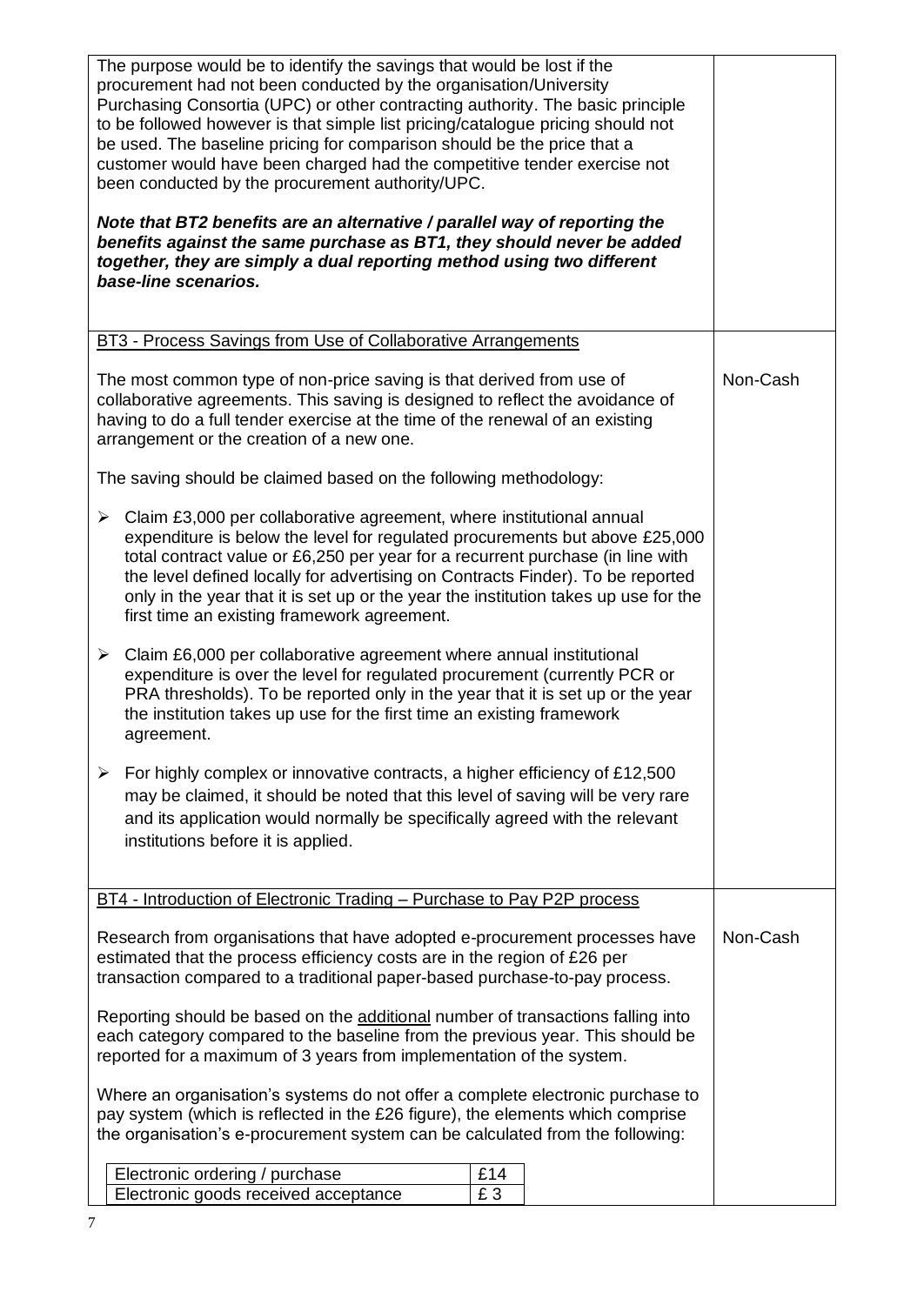| | |
|---|---|
| The purpose would be to identify the savings that would be lost if the procurement had not been conducted by the organisation/University Purchasing Consortia (UPC) or other contracting authority. The basic principle to be followed however is that simple list pricing/catalogue pricing should not be used. The baseline pricing for comparison should be the price that a customer would have been charged had the competitive tender exercise not been conducted by the procurement authority/UPC.<br><br>***Note that BT2 benefits are an alternative / parallel way of reporting the benefits against the same purchase as BT1, they should never be added together, they are simply a dual reporting method using two different base-line scenarios.*** | |
| <u>BT3 - Process Savings from Use of Collaborative Arrangements</u><br><br>The most common type of non-price saving is that derived from use of collaborative agreements. This saving is designed to reflect the avoidance of having to do a full tender exercise at the time of the renewal of an existing arrangement or the creation of a new one.<br><br>The saving should be claimed based on the following methodology:<br><br>➢ Claim £3,000 per collaborative agreement, where institutional annual expenditure is below the level for regulated procurements but above £25,000 total contract value or £6,250 per year for a recurrent purchase (in line with the level defined locally for advertising on Contracts Finder). To be reported only in the year that it is set up or the year the institution takes up use for the first time an existing framework agreement.<br><br>➢ Claim £6,000 per collaborative agreement where annual institutional expenditure is over the level for regulated procurement (currently PCR or PRA thresholds). To be reported only in the year that it is set up or the year the institution takes up use for the first time an existing framework agreement.<br><br>➢ For highly complex or innovative contracts, a higher efficiency of £12,500 may be claimed, it should be noted that this level of saving will be very rare and its application would normally be specifically agreed with the relevant institutions before it is applied. | Non-Cash |
| <u>BT4 - Introduction of Electronic Trading – Purchase to Pay P2P process</u><br><br>Research from organisations that have adopted e-procurement processes have estimated that the process efficiency costs are in the region of £26 per transaction compared to a traditional paper-based purchase-to-pay process.<br><br>Reporting should be based on the <u>additional</u> number of transactions falling into each category compared to the baseline from the previous year. This should be reported for a maximum of 3 years from implementation of the system.<br><br>Where an organisation's systems do not offer a complete electronic purchase to pay system (which is reflected in the £26 figure), the elements which comprise the organisation's e-procurement system can be calculated from the following:<br><br>Electronic ordering / purchase — £14<br>Electronic goods received acceptance — £ 3 | Non-Cash |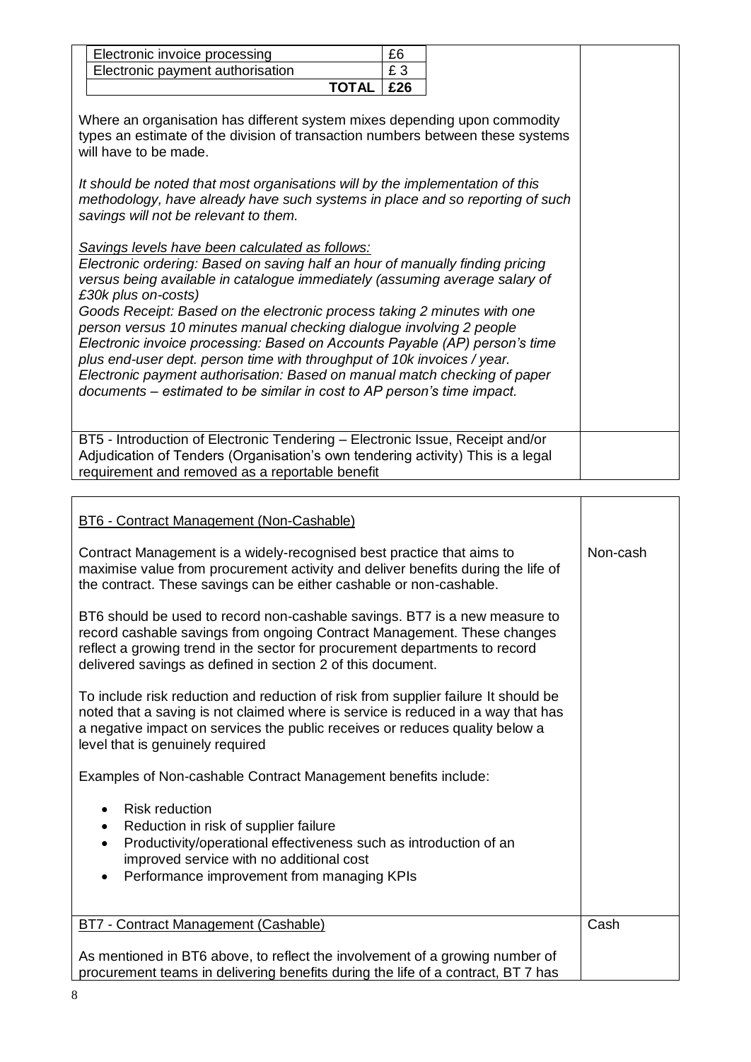| Electronic invoice processing | £6 |
|---|---|
| Electronic payment authorisation | £ 3 |
| **TOTAL** | **£26** |

Where an organisation has different system mixes depending upon commodity types an estimate of the division of transaction numbers between these systems will have to be made.

*It should be noted that most organisations will by the implementation of this methodology, have already have such systems in place and so reporting of such savings will not be relevant to them.*

*Savings levels have been calculated as follows:*
*Electronic ordering: Based on saving half an hour of manually finding pricing versus being available in catalogue immediately (assuming average salary of £30k plus on-costs)*
*Goods Receipt: Based on the electronic process taking 2 minutes with one person versus 10 minutes manual checking dialogue involving 2 people*
*Electronic invoice processing: Based on Accounts Payable (AP) person's time plus end-user dept. person time with throughput of 10k invoices / year.*
*Electronic payment authorisation: Based on manual match checking of paper documents – estimated to be similar in cost to AP person's time impact.*

BT5 - Introduction of Electronic Tendering – Electronic Issue, Receipt and/or Adjudication of Tenders (Organisation's own tendering activity) This is a legal requirement and removed as a reportable benefit

| | |
|---|---|
| BT6 - Contract Management (Non-Cashable)<br><br>Contract Management is a widely-recognised best practice that aims to maximise value from procurement activity and deliver benefits during the life of the contract. These savings can be either cashable or non-cashable.<br><br>BT6 should be used to record non-cashable savings. BT7 is a new measure to record cashable savings from ongoing Contract Management. These changes reflect a growing trend in the sector for procurement departments to record delivered savings as defined in section 2 of this document.<br><br>To include risk reduction and reduction of risk from supplier failure It should be noted that a saving is not claimed where is service is reduced in a way that has a negative impact on services the public receives or reduces quality below a level that is genuinely required<br><br>Examples of Non-cashable Contract Management benefits include:<br><br>• Risk reduction<br>• Reduction in risk of supplier failure<br>• Productivity/operational effectiveness such as introduction of an improved service with no additional cost<br>• Performance improvement from managing KPIs | Non-cash |
| BT7 - Contract Management (Cashable)<br><br>As mentioned in BT6 above, to reflect the involvement of a growing number of procurement teams in delivering benefits during the life of a contract, BT 7 has | Cash |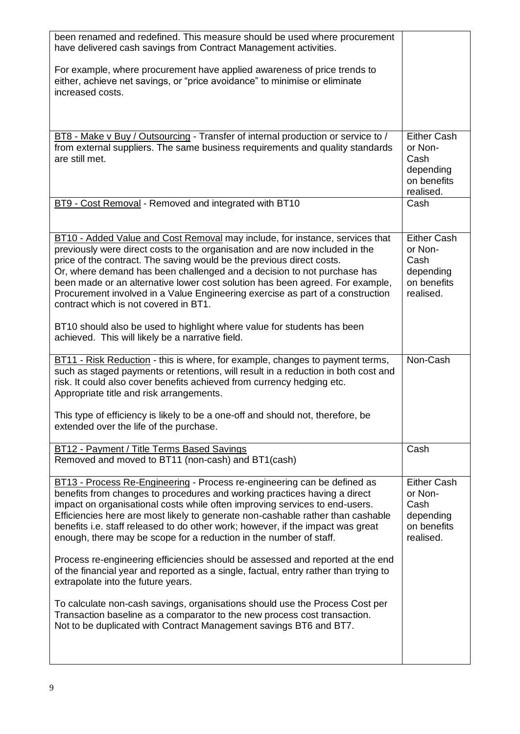| | |
|---|---|
| been renamed and redefined. This measure should be used where procurement have delivered cash savings from Contract Management activities.<br><br>For example, where procurement have applied awareness of price trends to either, achieve net savings, or "price avoidance" to minimise or eliminate increased costs. | |
| BT8 - Make v Buy / Outsourcing - Transfer of internal production or service to / from external suppliers. The same business requirements and quality standards are still met. | Either Cash or Non-Cash depending on benefits realised. |
| BT9 - Cost Removal - Removed and integrated with BT10 | Cash |
| BT10 - Added Value and Cost Removal may include, for instance, services that previously were direct costs to the organisation and are now included in the price of the contract. The saving would be the previous direct costs.<br>Or, where demand has been challenged and a decision to not purchase has been made or an alternative lower cost solution has been agreed. For example, Procurement involved in a Value Engineering exercise as part of a construction contract which is not covered in BT1.<br><br>BT10 should also be used to highlight where value for students has been achieved. This will likely be a narrative field. | Either Cash or Non-Cash depending on benefits realised. |
| BT11 - Risk Reduction - this is where, for example, changes to payment terms, such as staged payments or retentions, will result in a reduction in both cost and risk. It could also cover benefits achieved from currency hedging etc. Appropriate title and risk arrangements.<br><br>This type of efficiency is likely to be a one-off and should not, therefore, be extended over the life of the purchase. | Non-Cash |
| BT12 - Payment / Title Terms Based Savings<br>Removed and moved to BT11 (non-cash) and BT1(cash) | Cash |
| BT13 - Process Re-Engineering - Process re-engineering can be defined as benefits from changes to procedures and working practices having a direct impact on organisational costs while often improving services to end-users. Efficiencies here are most likely to generate non-cashable rather than cashable benefits i.e. staff released to do other work; however, if the impact was great enough, there may be scope for a reduction in the number of staff.<br><br>Process re-engineering efficiencies should be assessed and reported at the end of the financial year and reported as a single, factual, entry rather than trying to extrapolate into the future years.<br><br>To calculate non-cash savings, organisations should use the Process Cost per Transaction baseline as a comparator to the new process cost transaction.<br>Not to be duplicated with Contract Management savings BT6 and BT7. | Either Cash or Non-Cash depending on benefits realised. |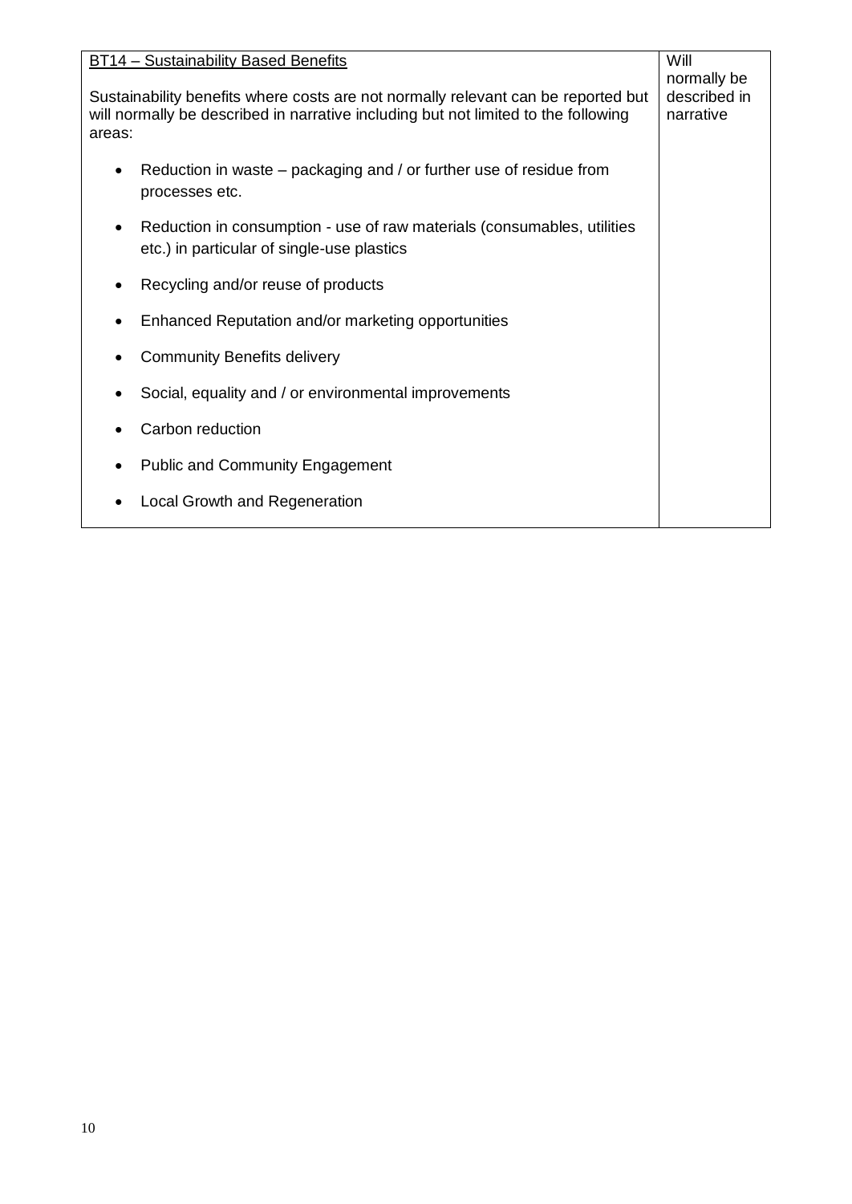| BT14 – Sustainability Based Benefits<br><br>Sustainability benefits where costs are not normally relevant can be reported but will normally be described in narrative including but not limited to the following areas:<br><br>• Reduction in waste – packaging and / or further use of residue from processes etc.<br>• Reduction in consumption - use of raw materials (consumables, utilities etc.) in particular of single-use plastics<br>• Recycling and/or reuse of products<br>• Enhanced Reputation and/or marketing opportunities<br>• Community Benefits delivery<br>• Social, equality and / or environmental improvements<br>• Carbon reduction<br>• Public and Community Engagement<br>• Local Growth and Regeneration | Will normally be described in narrative |
|---|---|